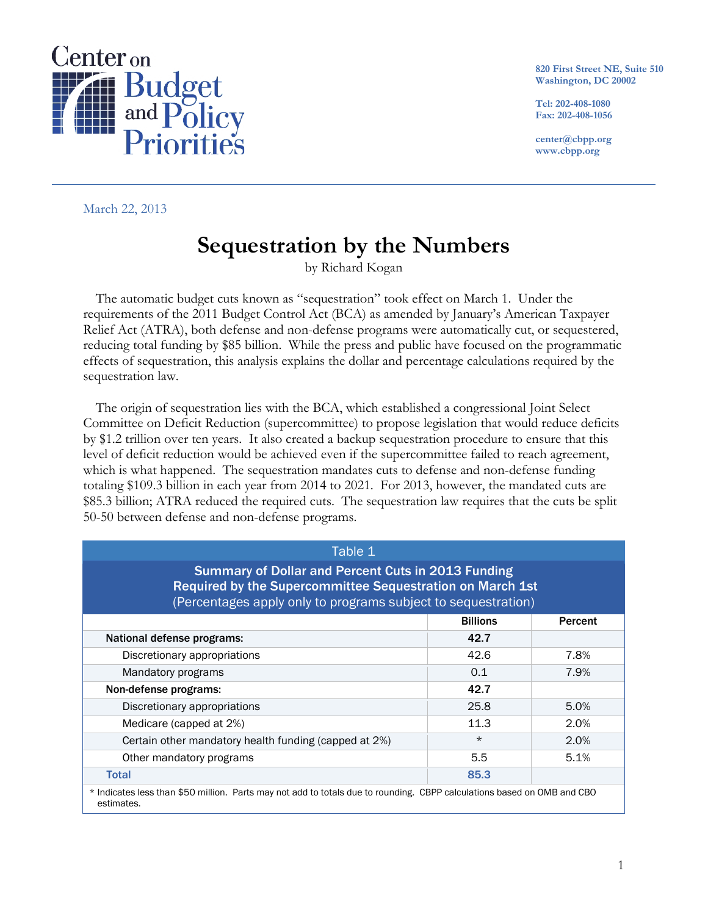Center on Budget and Policy Priorities

820 First Street NE, Suite 510
Washington, DC 20002

Tel: 202-408-1080
Fax: 202-408-1056

center@cbpp.org
www.cbpp.org

March 22, 2013

# Sequestration by the Numbers

by Richard Kogan

The automatic budget cuts known as "sequestration" took effect on March 1. Under the requirements of the 2011 Budget Control Act (BCA) as amended by January's American Taxpayer Relief Act (ATRA), both defense and non-defense programs were automatically cut, or sequestered, reducing total funding by $85 billion. While the press and public have focused on the programmatic effects of sequestration, this analysis explains the dollar and percentage calculations required by the sequestration law.

The origin of sequestration lies with the BCA, which established a congressional Joint Select Committee on Deficit Reduction (supercommittee) to propose legislation that would reduce deficits by $1.2 trillion over ten years. It also created a backup sequestration procedure to ensure that this level of deficit reduction would be achieved even if the supercommittee failed to reach agreement, which is what happened. The sequestration mandates cuts to defense and non-defense funding totaling $109.3 billion in each year from 2014 to 2021. For 2013, however, the mandated cuts are $85.3 billion; ATRA reduced the required cuts. The sequestration law requires that the cuts be split 50-50 between defense and non-defense programs.

**Table 1**
**Summary of Dollar and Percent Cuts in 2013 Funding Required by the Supercommittee Sequestration on March 1st**
(Percentages apply only to programs subject to sequestration)

| | Billions | Percent |
|---|---|---|
| **National defense programs:** | **42.7** | |
| Discretionary appropriations | 42.6 | 7.8% |
| Mandatory programs | 0.1 | 7.9% |
| **Non-defense programs:** | **42.7** | |
| Discretionary appropriations | 25.8 | 5.0% |
| Medicare (capped at 2%) | 11.3 | 2.0% |
| Certain other mandatory health funding (capped at 2%) | * | 2.0% |
| Other mandatory programs | 5.5 | 5.1% |
| **Total** | **85.3** | |

* Indicates less than $50 million. Parts may not add to totals due to rounding. CBPP calculations based on OMB and CBO estimates.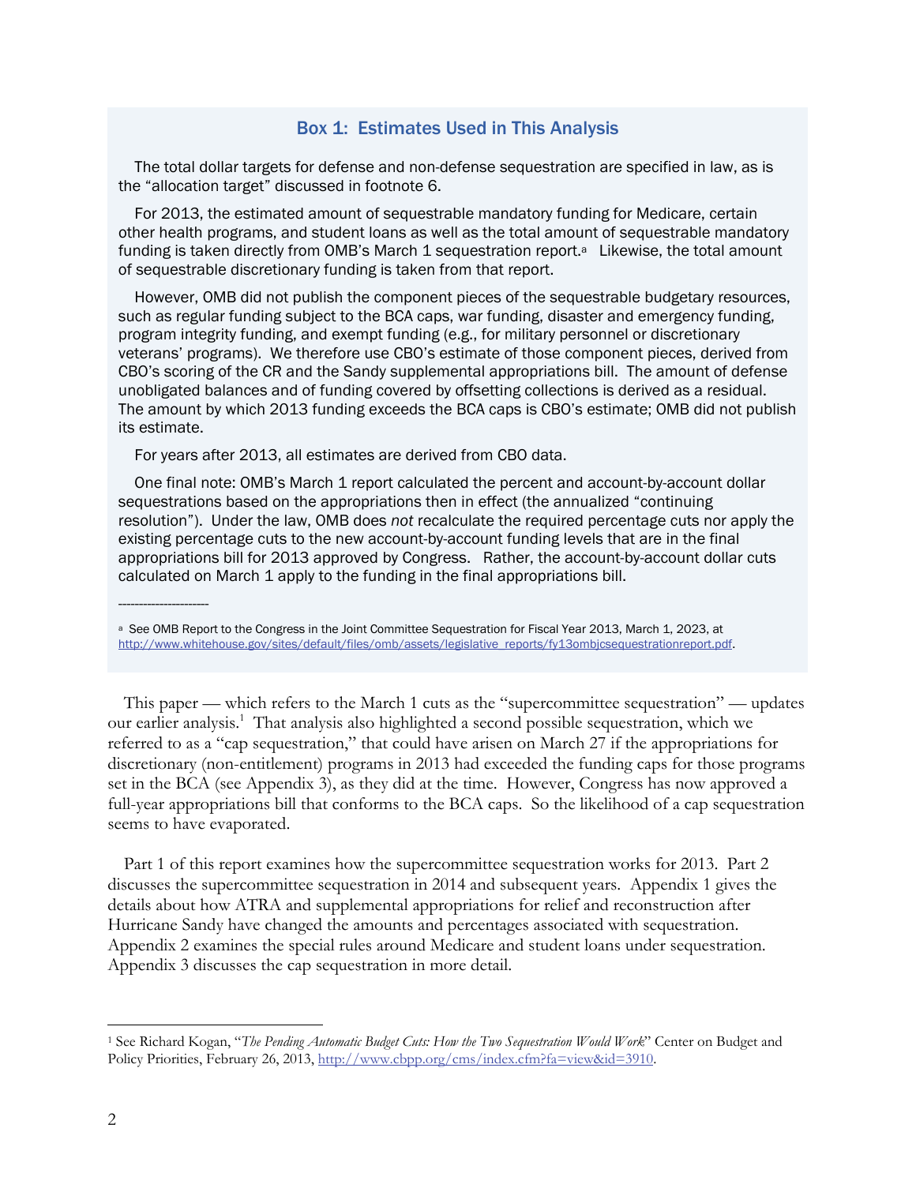### Box 1: Estimates Used in This Analysis

The total dollar targets for defense and non-defense sequestration are specified in law, as is the "allocation target" discussed in footnote 6.

For 2013, the estimated amount of sequestrable mandatory funding for Medicare, certain other health programs, and student loans as well as the total amount of sequestrable mandatory funding is taken directly from OMB's March 1 sequestration report.[a] Likewise, the total amount of sequestrable discretionary funding is taken from that report.

However, OMB did not publish the component pieces of the sequestrable budgetary resources, such as regular funding subject to the BCA caps, war funding, disaster and emergency funding, program integrity funding, and exempt funding (e.g., for military personnel or discretionary veterans' programs). We therefore use CBO's estimate of those component pieces, derived from CBO's scoring of the CR and the Sandy supplemental appropriations bill. The amount of defense unobligated balances and of funding covered by offsetting collections is derived as a residual. The amount by which 2013 funding exceeds the BCA caps is CBO's estimate; OMB did not publish its estimate.

For years after 2013, all estimates are derived from CBO data.

One final note: OMB's March 1 report calculated the percent and account-by-account dollar sequestrations based on the appropriations then in effect (the annualized "continuing resolution"). Under the law, OMB does *not* recalculate the required percentage cuts nor apply the existing percentage cuts to the new account-by-account funding levels that are in the final appropriations bill for 2013 approved by Congress. Rather, the account-by-account dollar cuts calculated on March 1 apply to the funding in the final appropriations bill.

---------------------

[a] See OMB Report to the Congress in the Joint Committee Sequestration for Fiscal Year 2013, March 1, 2023, at http://www.whitehouse.gov/sites/default/files/omb/assets/legislative_reports/fy13ombjcsequestrationreport.pdf.

This paper — which refers to the March 1 cuts as the "supercommittee sequestration" — updates our earlier analysis.[1] That analysis also highlighted a second possible sequestration, which we referred to as a "cap sequestration," that could have arisen on March 27 if the appropriations for discretionary (non-entitlement) programs in 2013 had exceeded the funding caps for those programs set in the BCA (see Appendix 3), as they did at the time. However, Congress has now approved a full-year appropriations bill that conforms to the BCA caps. So the likelihood of a cap sequestration seems to have evaporated.

Part 1 of this report examines how the supercommittee sequestration works for 2013. Part 2 discusses the supercommittee sequestration in 2014 and subsequent years. Appendix 1 gives the details about how ATRA and supplemental appropriations for relief and reconstruction after Hurricane Sandy have changed the amounts and percentages associated with sequestration. Appendix 2 examines the special rules around Medicare and student loans under sequestration. Appendix 3 discusses the cap sequestration in more detail.

[1] See Richard Kogan, "*The Pending Automatic Budget Cuts: How the Two Sequestration Would Work*" Center on Budget and Policy Priorities, February 26, 2013, http://www.cbpp.org/cms/index.cfm?fa=view&id=3910.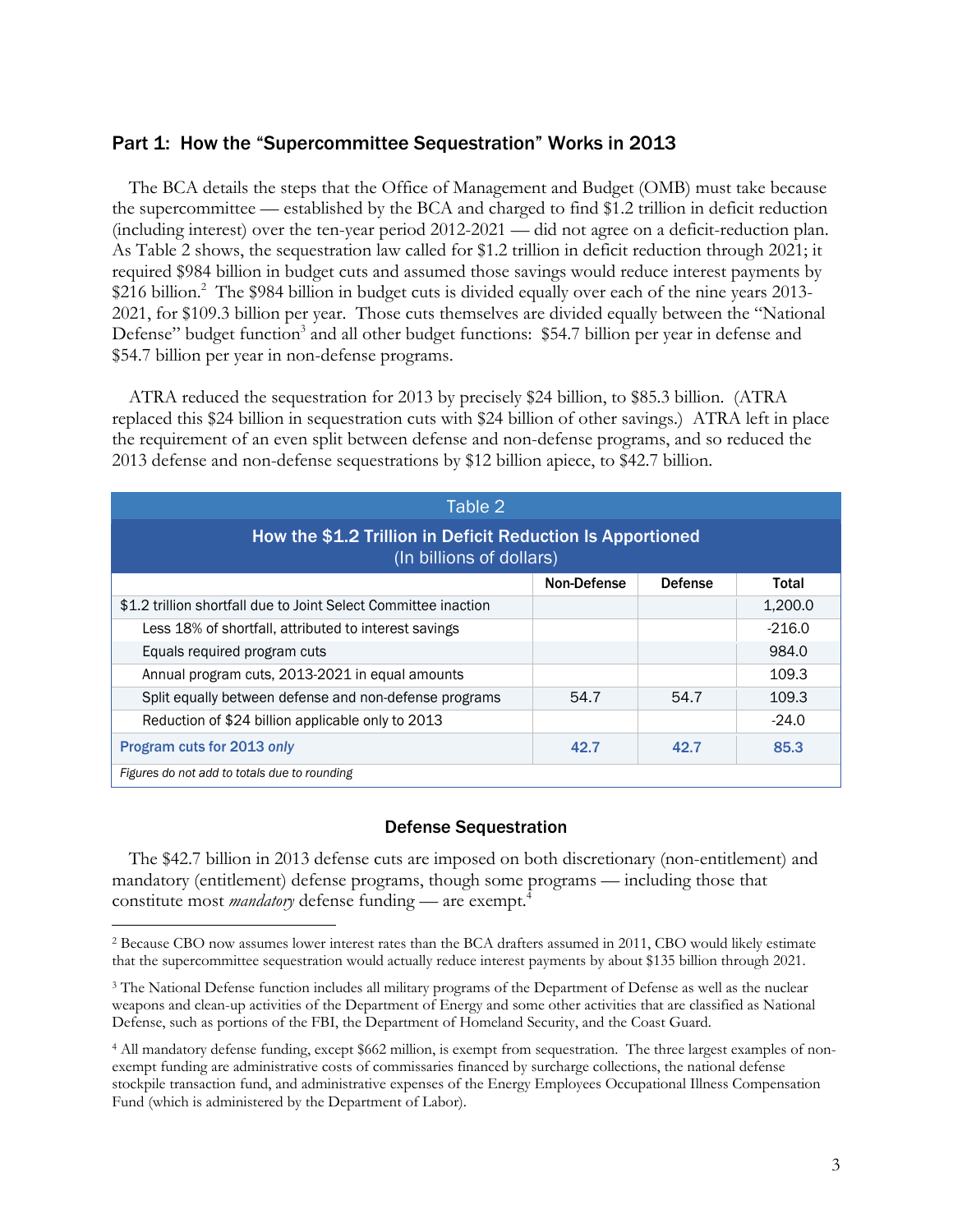## Part 1: How the "Supercommittee Sequestration" Works in 2013

The BCA details the steps that the Office of Management and Budget (OMB) must take because the supercommittee — established by the BCA and charged to find $1.2 trillion in deficit reduction (including interest) over the ten-year period 2012-2021 — did not agree on a deficit-reduction plan. As Table 2 shows, the sequestration law called for $1.2 trillion in deficit reduction through 2021; it required $984 billion in budget cuts and assumed those savings would reduce interest payments by $216 billion.[2] The $984 billion in budget cuts is divided equally over each of the nine years 2013-2021, for $109.3 billion per year. Those cuts themselves are divided equally between the "National Defense" budget function[3] and all other budget functions: $54.7 billion per year in defense and $54.7 billion per year in non-defense programs.

ATRA reduced the sequestration for 2013 by precisely $24 billion, to $85.3 billion. (ATRA replaced this $24 billion in sequestration cuts with $24 billion of other savings.) ATRA left in place the requirement of an even split between defense and non-defense programs, and so reduced the 2013 defense and non-defense sequestrations by $12 billion apiece, to $42.7 billion.

**Table 2**

**How the $1.2 Trillion in Deficit Reduction Is Apportioned**
(In billions of dollars)

| | Non-Defense | Defense | Total |
|---|---|---|---|
| $1.2 trillion shortfall due to Joint Select Committee inaction | | | 1,200.0 |
| Less 18% of shortfall, attributed to interest savings | | | -216.0 |
| Equals required program cuts | | | 984.0 |
| Annual program cuts, 2013-2021 in equal amounts | | | 109.3 |
| Split equally between defense and non-defense programs | 54.7 | 54.7 | 109.3 |
| Reduction of $24 billion applicable only to 2013 | | | -24.0 |
| **Program cuts for 2013 *only*** | **42.7** | **42.7** | **85.3** |

*Figures do not add to totals due to rounding*

### Defense Sequestration

The $42.7 billion in 2013 defense cuts are imposed on both discretionary (non-entitlement) and mandatory (entitlement) defense programs, though some programs — including those that constitute most *mandatory* defense funding — are exempt.[4]

---

[2] Because CBO now assumes lower interest rates than the BCA drafters assumed in 2011, CBO would likely estimate that the supercommittee sequestration would actually reduce interest payments by about $135 billion through 2021.

[3] The National Defense function includes all military programs of the Department of Defense as well as the nuclear weapons and clean-up activities of the Department of Energy and some other activities that are classified as National Defense, such as portions of the FBI, the Department of Homeland Security, and the Coast Guard.

[4] All mandatory defense funding, except $662 million, is exempt from sequestration. The three largest examples of non-exempt funding are administrative costs of commissaries financed by surcharge collections, the national defense stockpile transaction fund, and administrative expenses of the Energy Employees Occupational Illness Compensation Fund (which is administered by the Department of Labor).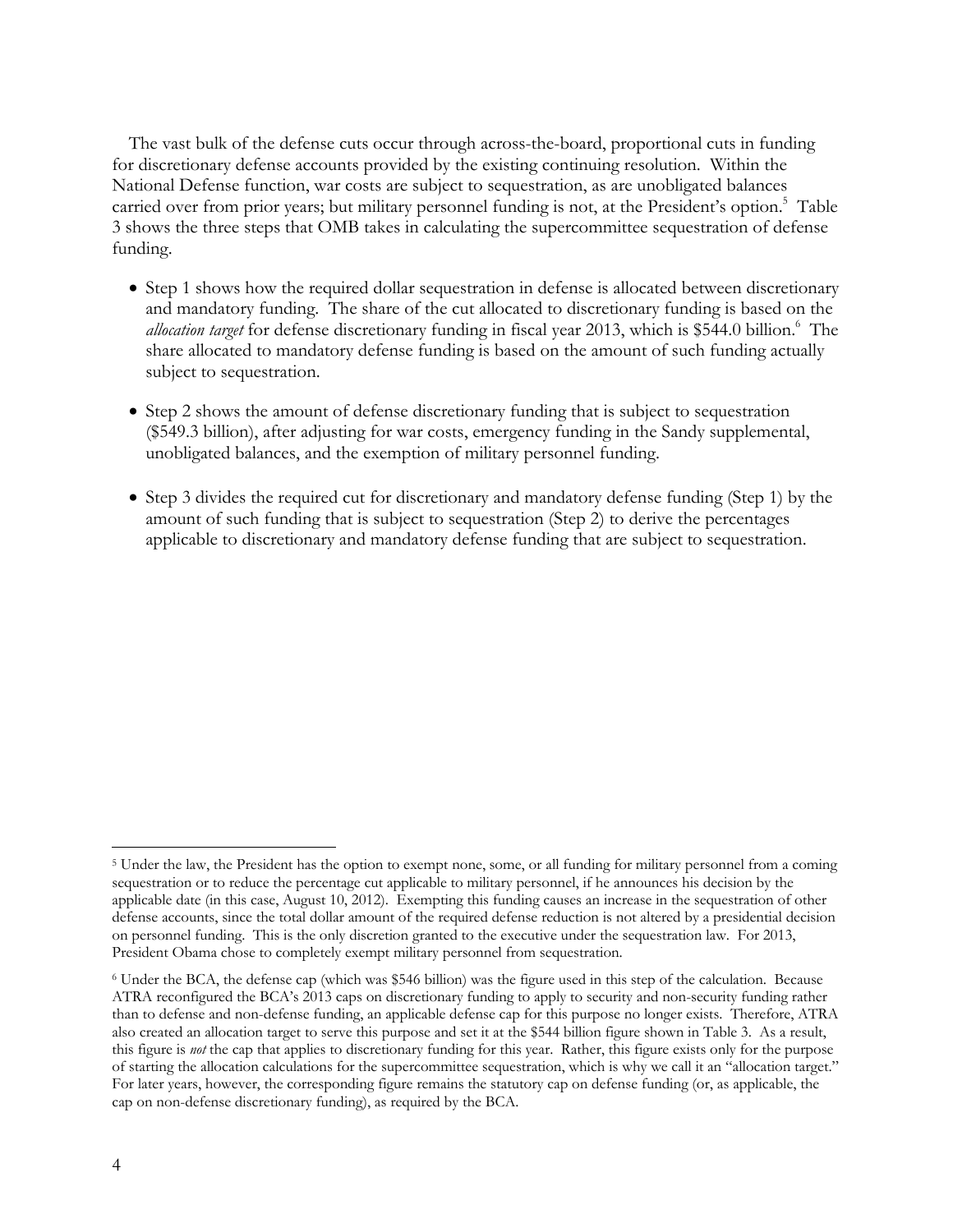The vast bulk of the defense cuts occur through across-the-board, proportional cuts in funding for discretionary defense accounts provided by the existing continuing resolution. Within the National Defense function, war costs are subject to sequestration, as are unobligated balances carried over from prior years; but military personnel funding is not, at the President's option.[5] Table 3 shows the three steps that OMB takes in calculating the supercommittee sequestration of defense funding.

- Step 1 shows how the required dollar sequestration in defense is allocated between discretionary and mandatory funding. The share of the cut allocated to discretionary funding is based on the *allocation target* for defense discretionary funding in fiscal year 2013, which is $544.0 billion.[6] The share allocated to mandatory defense funding is based on the amount of such funding actually subject to sequestration.

- Step 2 shows the amount of defense discretionary funding that is subject to sequestration ($549.3 billion), after adjusting for war costs, emergency funding in the Sandy supplemental, unobligated balances, and the exemption of military personnel funding.

- Step 3 divides the required cut for discretionary and mandatory defense funding (Step 1) by the amount of such funding that is subject to sequestration (Step 2) to derive the percentages applicable to discretionary and mandatory defense funding that are subject to sequestration.

---

[5] Under the law, the President has the option to exempt none, some, or all funding for military personnel from a coming sequestration or to reduce the percentage cut applicable to military personnel, if he announces his decision by the applicable date (in this case, August 10, 2012). Exempting this funding causes an increase in the sequestration of other defense accounts, since the total dollar amount of the required defense reduction is not altered by a presidential decision on personnel funding. This is the only discretion granted to the executive under the sequestration law. For 2013, President Obama chose to completely exempt military personnel from sequestration.

[6] Under the BCA, the defense cap (which was $546 billion) was the figure used in this step of the calculation. Because ATRA reconfigured the BCA's 2013 caps on discretionary funding to apply to security and non-security funding rather than to defense and non-defense funding, an applicable defense cap for this purpose no longer exists. Therefore, ATRA also created an allocation target to serve this purpose and set it at the $544 billion figure shown in Table 3. As a result, this figure is *not* the cap that applies to discretionary funding for this year. Rather, this figure exists only for the purpose of starting the allocation calculations for the supercommittee sequestration, which is why we call it an "allocation target." For later years, however, the corresponding figure remains the statutory cap on defense funding (or, as applicable, the cap on non-defense discretionary funding), as required by the BCA.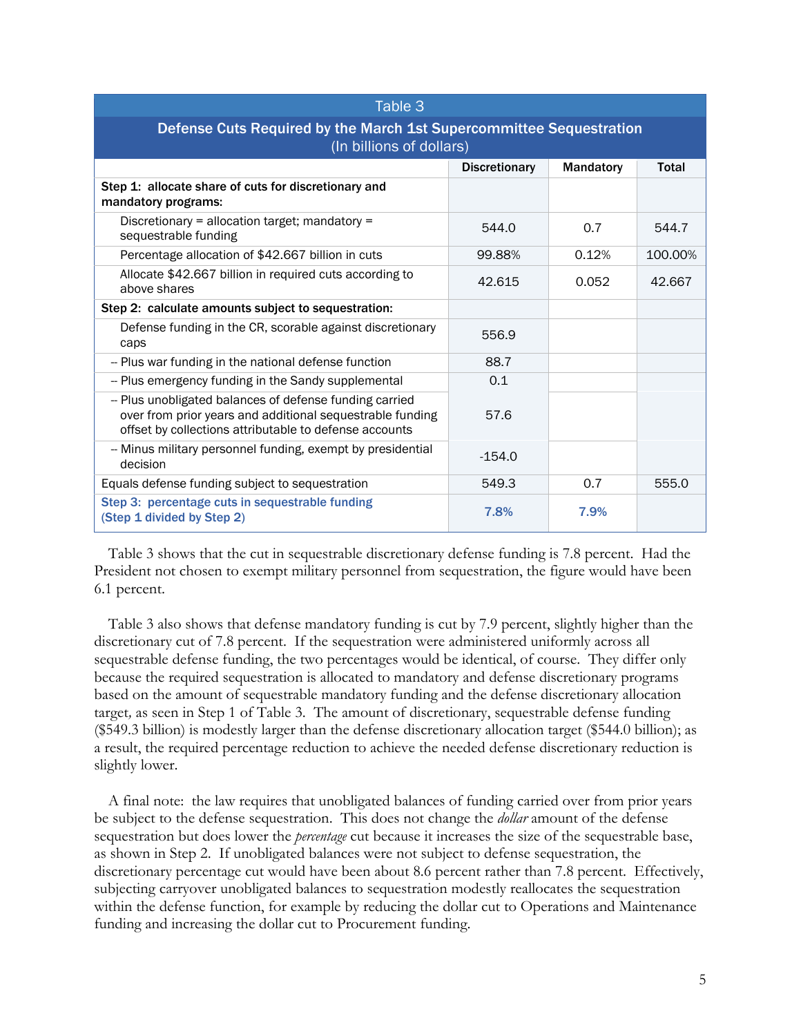| Table 3<br>**Defense Cuts Required by the March 1st Supercommittee Sequestration**<br>(In billions of dollars) | Discretionary | Mandatory | Total |
|---|---|---|---|
| **Step 1: allocate share of cuts for discretionary and mandatory programs:** | | | |
| Discretionary = allocation target; mandatory = sequestrable funding | 544.0 | 0.7 | 544.7 |
| Percentage allocation of $42.667 billion in cuts | 99.88% | 0.12% | 100.00% |
| Allocate $42.667 billion in required cuts according to above shares | 42.615 | 0.052 | 42.667 |
| **Step 2: calculate amounts subject to sequestration:** | | | |
| Defense funding in the CR, scorable against discretionary caps | 556.9 | | |
| -- Plus war funding in the national defense function | 88.7 | | |
| -- Plus emergency funding in the Sandy supplemental | 0.1 | | |
| -- Plus unobligated balances of defense funding carried over from prior years and additional sequestrable funding offset by collections attributable to defense accounts | 57.6 | | |
| -- Minus military personnel funding, exempt by presidential decision | -154.0 | | |
| Equals defense funding subject to sequestration | 549.3 | 0.7 | 555.0 |
| **Step 3: percentage cuts in sequestrable funding (Step 1 divided by Step 2)** | **7.8%** | **7.9%** | |

Table 3 shows that the cut in sequestrable discretionary defense funding is 7.8 percent. Had the President not chosen to exempt military personnel from sequestration, the figure would have been 6.1 percent.

Table 3 also shows that defense mandatory funding is cut by 7.9 percent, slightly higher than the discretionary cut of 7.8 percent. If the sequestration were administered uniformly across all sequestrable defense funding, the two percentages would be identical, of course. They differ only because the required sequestration is allocated to mandatory and defense discretionary programs based on the amount of sequestrable mandatory funding and the defense discretionary allocation target, as seen in Step 1 of Table 3. The amount of discretionary, sequestrable defense funding ($549.3 billion) is modestly larger than the defense discretionary allocation target ($544.0 billion); as a result, the required percentage reduction to achieve the needed defense discretionary reduction is slightly lower.

A final note: the law requires that unobligated balances of funding carried over from prior years be subject to the defense sequestration. This does not change the *dollar* amount of the defense sequestration but does lower the *percentage* cut because it increases the size of the sequestrable base, as shown in Step 2. If unobligated balances were not subject to defense sequestration, the discretionary percentage cut would have been about 8.6 percent rather than 7.8 percent. Effectively, subjecting carryover unobligated balances to sequestration modestly reallocates the sequestration within the defense function, for example by reducing the dollar cut to Operations and Maintenance funding and increasing the dollar cut to Procurement funding.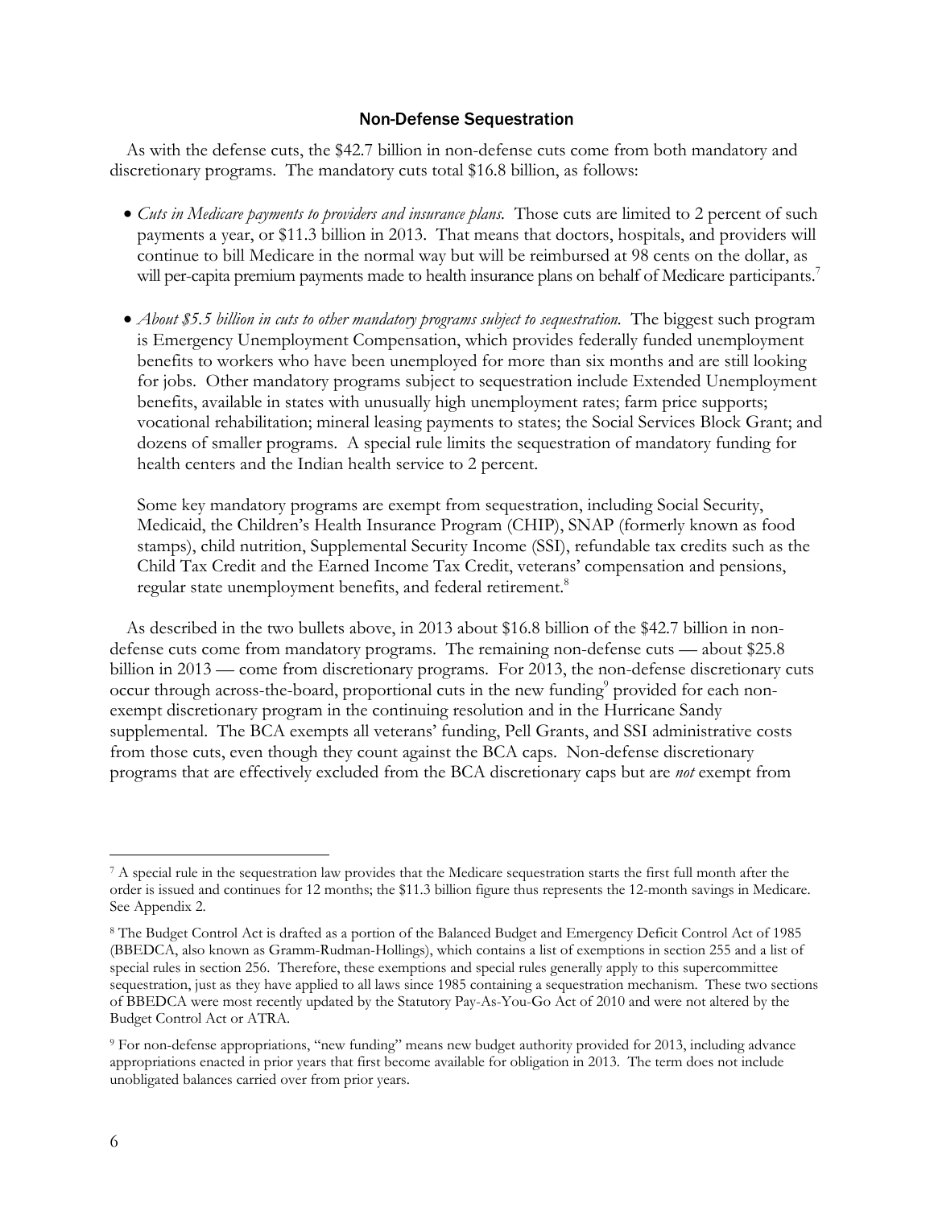### Non-Defense Sequestration

As with the defense cuts, the $42.7 billion in non-defense cuts come from both mandatory and discretionary programs. The mandatory cuts total $16.8 billion, as follows:

- *Cuts in Medicare payments to providers and insurance plans.* Those cuts are limited to 2 percent of such payments a year, or $11.3 billion in 2013. That means that doctors, hospitals, and providers will continue to bill Medicare in the normal way but will be reimbursed at 98 cents on the dollar, as will per-capita premium payments made to health insurance plans on behalf of Medicare participants.[7]

- *About $5.5 billion in cuts to other mandatory programs subject to sequestration.* The biggest such program is Emergency Unemployment Compensation, which provides federally funded unemployment benefits to workers who have been unemployed for more than six months and are still looking for jobs. Other mandatory programs subject to sequestration include Extended Unemployment benefits, available in states with unusually high unemployment rates; farm price supports; vocational rehabilitation; mineral leasing payments to states; the Social Services Block Grant; and dozens of smaller programs. A special rule limits the sequestration of mandatory funding for health centers and the Indian health service to 2 percent.

  Some key mandatory programs are exempt from sequestration, including Social Security, Medicaid, the Children's Health Insurance Program (CHIP), SNAP (formerly known as food stamps), child nutrition, Supplemental Security Income (SSI), refundable tax credits such as the Child Tax Credit and the Earned Income Tax Credit, veterans' compensation and pensions, regular state unemployment benefits, and federal retirement.[8]

As described in the two bullets above, in 2013 about $16.8 billion of the $42.7 billion in non-defense cuts come from mandatory programs. The remaining non-defense cuts — about $25.8 billion in 2013 — come from discretionary programs. For 2013, the non-defense discretionary cuts occur through across-the-board, proportional cuts in the new funding[9] provided for each non-exempt discretionary program in the continuing resolution and in the Hurricane Sandy supplemental. The BCA exempts all veterans' funding, Pell Grants, and SSI administrative costs from those cuts, even though they count against the BCA caps. Non-defense discretionary programs that are effectively excluded from the BCA discretionary caps but are *not* exempt from

---

[7] A special rule in the sequestration law provides that the Medicare sequestration starts the first full month after the order is issued and continues for 12 months; the $11.3 billion figure thus represents the 12-month savings in Medicare. See Appendix 2.

[8] The Budget Control Act is drafted as a portion of the Balanced Budget and Emergency Deficit Control Act of 1985 (BBEDCA, also known as Gramm-Rudman-Hollings), which contains a list of exemptions in section 255 and a list of special rules in section 256. Therefore, these exemptions and special rules generally apply to this supercommittee sequestration, just as they have applied to all laws since 1985 containing a sequestration mechanism. These two sections of BBEDCA were most recently updated by the Statutory Pay-As-You-Go Act of 2010 and were not altered by the Budget Control Act or ATRA.

[9] For non-defense appropriations, "new funding" means new budget authority provided for 2013, including advance appropriations enacted in prior years that first become available for obligation in 2013. The term does not include unobligated balances carried over from prior years.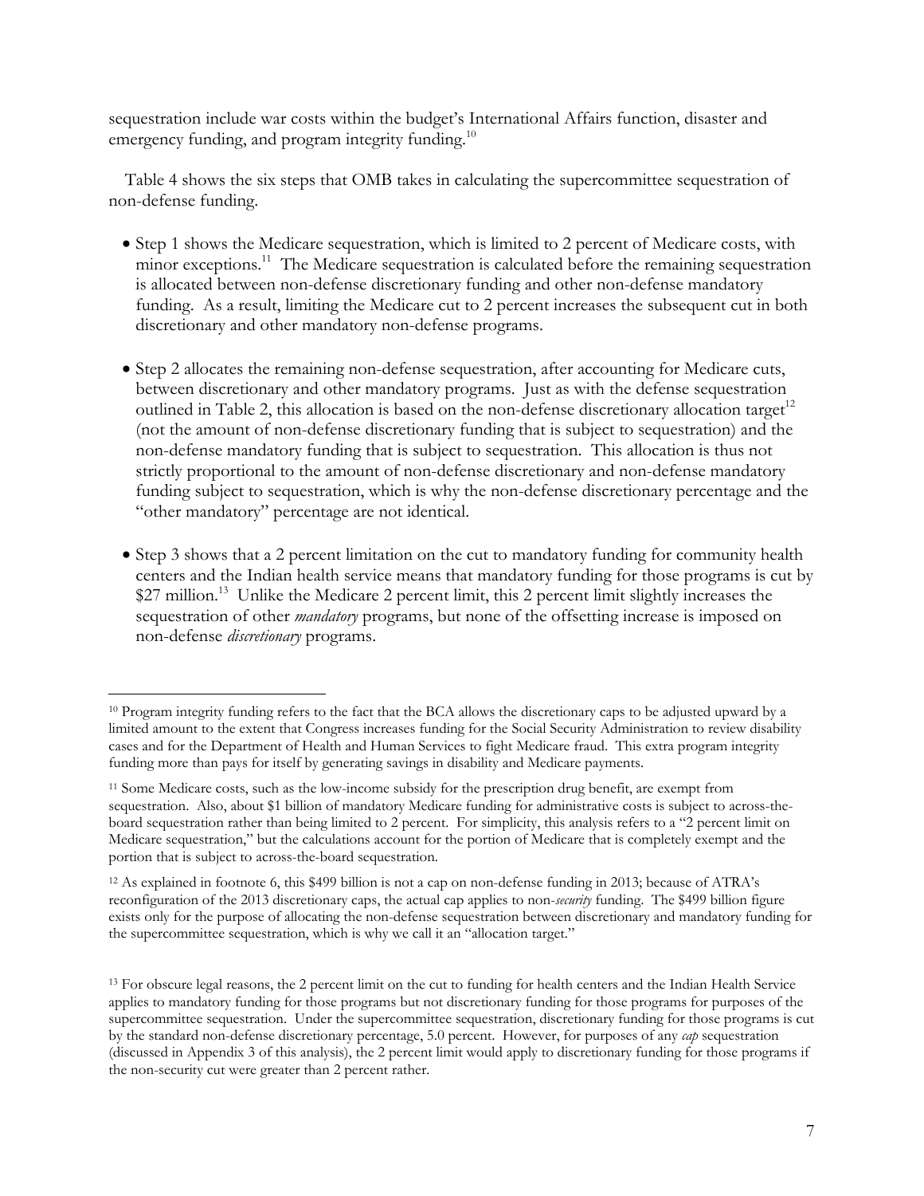sequestration include war costs within the budget's International Affairs function, disaster and emergency funding, and program integrity funding.[10]

Table 4 shows the six steps that OMB takes in calculating the supercommittee sequestration of non-defense funding.

- Step 1 shows the Medicare sequestration, which is limited to 2 percent of Medicare costs, with minor exceptions.[11] The Medicare sequestration is calculated before the remaining sequestration is allocated between non-defense discretionary funding and other non-defense mandatory funding. As a result, limiting the Medicare cut to 2 percent increases the subsequent cut in both discretionary and other mandatory non-defense programs.

- Step 2 allocates the remaining non-defense sequestration, after accounting for Medicare cuts, between discretionary and other mandatory programs. Just as with the defense sequestration outlined in Table 2, this allocation is based on the non-defense discretionary allocation target[12] (not the amount of non-defense discretionary funding that is subject to sequestration) and the non-defense mandatory funding that is subject to sequestration. This allocation is thus not strictly proportional to the amount of non-defense discretionary and non-defense mandatory funding subject to sequestration, which is why the non-defense discretionary percentage and the "other mandatory" percentage are not identical.

- Step 3 shows that a 2 percent limitation on the cut to mandatory funding for community health centers and the Indian health service means that mandatory funding for those programs is cut by \$27 million.[13] Unlike the Medicare 2 percent limit, this 2 percent limit slightly increases the sequestration of other *mandatory* programs, but none of the offsetting increase is imposed on non-defense *discretionary* programs.

---

[10] Program integrity funding refers to the fact that the BCA allows the discretionary caps to be adjusted upward by a limited amount to the extent that Congress increases funding for the Social Security Administration to review disability cases and for the Department of Health and Human Services to fight Medicare fraud. This extra program integrity funding more than pays for itself by generating savings in disability and Medicare payments.

[11] Some Medicare costs, such as the low-income subsidy for the prescription drug benefit, are exempt from sequestration. Also, about \$1 billion of mandatory Medicare funding for administrative costs is subject to across-the-board sequestration rather than being limited to 2 percent. For simplicity, this analysis refers to a "2 percent limit on Medicare sequestration," but the calculations account for the portion of Medicare that is completely exempt and the portion that is subject to across-the-board sequestration.

[12] As explained in footnote 6, this \$499 billion is not a cap on non-defense funding in 2013; because of ATRA's reconfiguration of the 2013 discretionary caps, the actual cap applies to non-*security* funding. The \$499 billion figure exists only for the purpose of allocating the non-defense sequestration between discretionary and mandatory funding for the supercommittee sequestration, which is why we call it an "allocation target."

[13] For obscure legal reasons, the 2 percent limit on the cut to funding for health centers and the Indian Health Service applies to mandatory funding for those programs but not discretionary funding for those programs for purposes of the supercommittee sequestration. Under the supercommittee sequestration, discretionary funding for those programs is cut by the standard non-defense discretionary percentage, 5.0 percent. However, for purposes of any *cap* sequestration (discussed in Appendix 3 of this analysis), the 2 percent limit would apply to discretionary funding for those programs if the non-security cut were greater than 2 percent rather.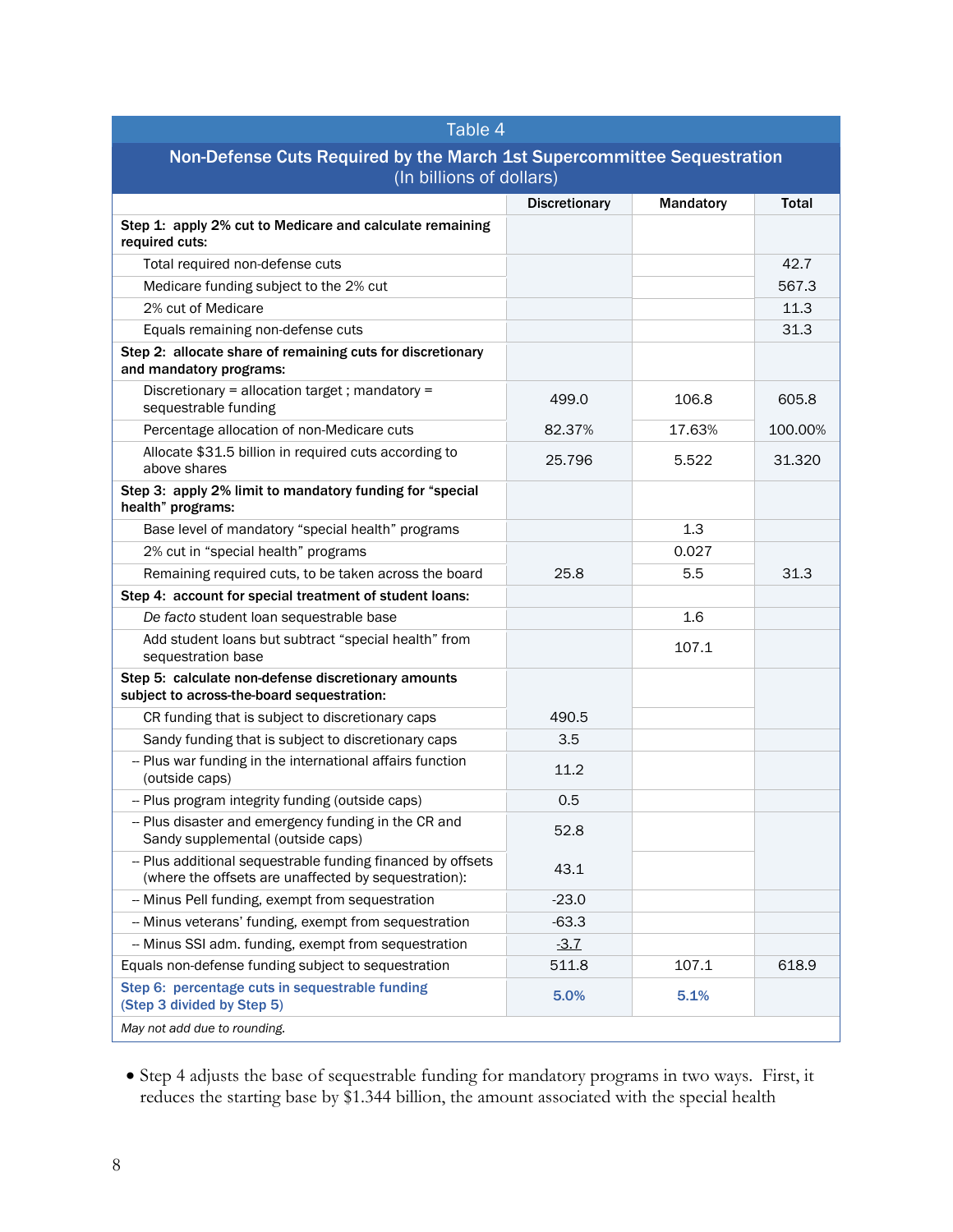| Table 4<br>Non-Defense Cuts Required by the March 1st Supercommittee Sequestration<br>(In billions of dollars) | Discretionary | Mandatory | Total |
|---|---|---|---|
| **Step 1: apply 2% cut to Medicare and calculate remaining required cuts:** | | | |
| Total required non-defense cuts | | | 42.7 |
| Medicare funding subject to the 2% cut | | | 567.3 |
| 2% cut of Medicare | | | 11.3 |
| Equals remaining non-defense cuts | | | 31.3 |
| **Step 2: allocate share of remaining cuts for discretionary and mandatory programs:** | | | |
| Discretionary = allocation target ; mandatory = sequestrable funding | 499.0 | 106.8 | 605.8 |
| Percentage allocation of non-Medicare cuts | 82.37% | 17.63% | 100.00% |
| Allocate $31.5 billion in required cuts according to above shares | 25.796 | 5.522 | 31.320 |
| **Step 3: apply 2% limit to mandatory funding for "special health" programs:** | | | |
| Base level of mandatory "special health" programs | | 1.3 | |
| 2% cut in "special health" programs | | 0.027 | |
| Remaining required cuts, to be taken across the board | 25.8 | 5.5 | 31.3 |
| **Step 4: account for special treatment of student loans:** | | | |
| *De facto* student loan sequestrable base | | 1.6 | |
| Add student loans but subtract "special health" from sequestration base | | 107.1 | |
| **Step 5: calculate non-defense discretionary amounts subject to across-the-board sequestration:** | | | |
| CR funding that is subject to discretionary caps | 490.5 | | |
| Sandy funding that is subject to discretionary caps | 3.5 | | |
| -- Plus war funding in the international affairs function (outside caps) | 11.2 | | |
| -- Plus program integrity funding (outside caps) | 0.5 | | |
| -- Plus disaster and emergency funding in the CR and Sandy supplemental (outside caps) | 52.8 | | |
| -- Plus additional sequestrable funding financed by offsets (where the offsets are unaffected by sequestration): | 43.1 | | |
| -- Minus Pell funding, exempt from sequestration | -23.0 | | |
| -- Minus veterans' funding, exempt from sequestration | -63.3 | | |
| -- Minus SSI adm. funding, exempt from sequestration | -3.7 | | |
| Equals non-defense funding subject to sequestration | 511.8 | 107.1 | 618.9 |
| **Step 6: percentage cuts in sequestrable funding (Step 3 divided by Step 5)** | **5.0%** | **5.1%** | |

*May not add due to rounding.*

- Step 4 adjusts the base of sequestrable funding for mandatory programs in two ways. First, it reduces the starting base by $1.344 billion, the amount associated with the special health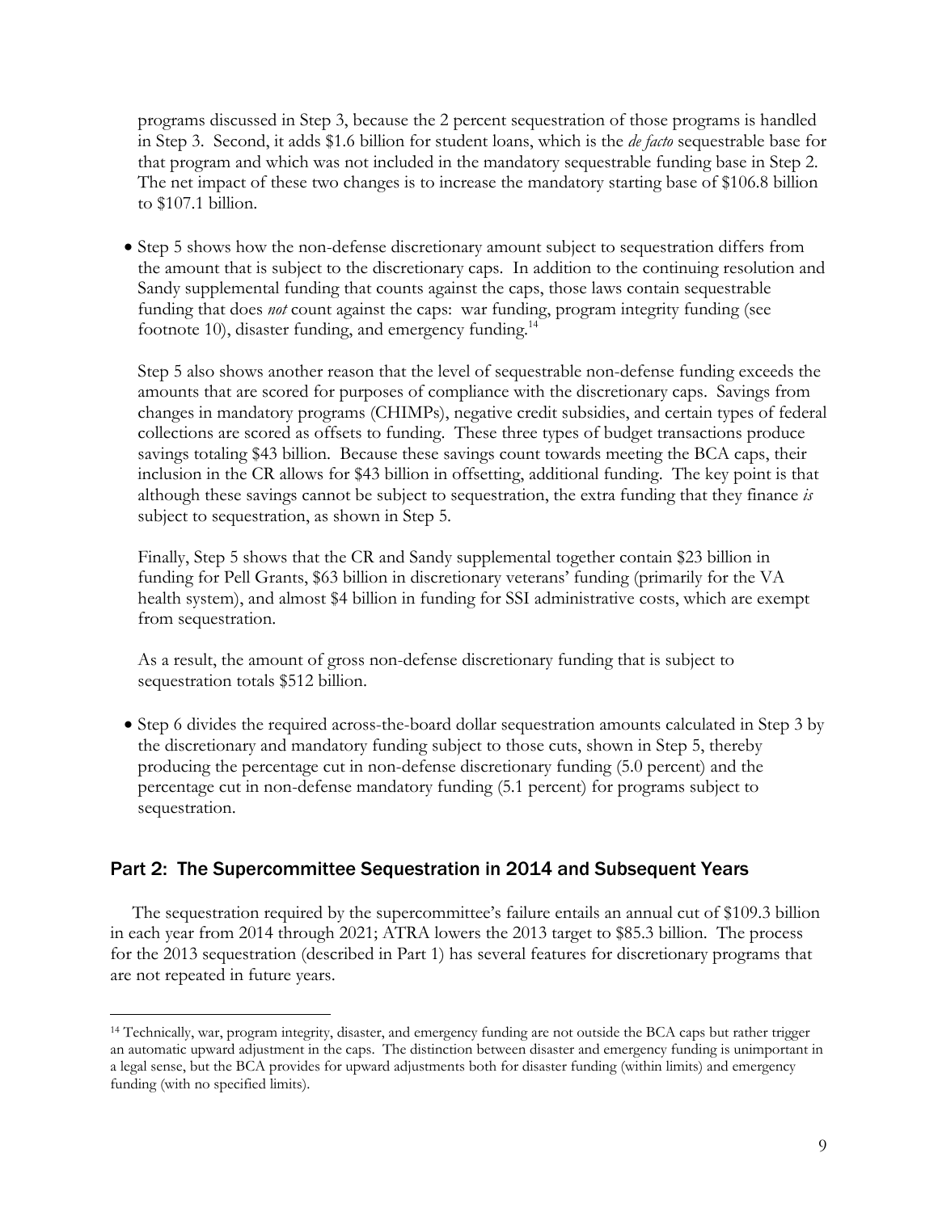programs discussed in Step 3, because the 2 percent sequestration of those programs is handled in Step 3. Second, it adds $1.6 billion for student loans, which is the *de facto* sequestrable base for that program and which was not included in the mandatory sequestrable funding base in Step 2. The net impact of these two changes is to increase the mandatory starting base of $106.8 billion to $107.1 billion.

- Step 5 shows how the non-defense discretionary amount subject to sequestration differs from the amount that is subject to the discretionary caps. In addition to the continuing resolution and Sandy supplemental funding that counts against the caps, those laws contain sequestrable funding that does *not* count against the caps: war funding, program integrity funding (see footnote 10), disaster funding, and emergency funding.[14]

  Step 5 also shows another reason that the level of sequestrable non-defense funding exceeds the amounts that are scored for purposes of compliance with the discretionary caps. Savings from changes in mandatory programs (CHIMPs), negative credit subsidies, and certain types of federal collections are scored as offsets to funding. These three types of budget transactions produce savings totaling $43 billion. Because these savings count towards meeting the BCA caps, their inclusion in the CR allows for $43 billion in offsetting, additional funding. The key point is that although these savings cannot be subject to sequestration, the extra funding that they finance *is* subject to sequestration, as shown in Step 5.

  Finally, Step 5 shows that the CR and Sandy supplemental together contain $23 billion in funding for Pell Grants, $63 billion in discretionary veterans' funding (primarily for the VA health system), and almost $4 billion in funding for SSI administrative costs, which are exempt from sequestration.

  As a result, the amount of gross non-defense discretionary funding that is subject to sequestration totals $512 billion.

- Step 6 divides the required across-the-board dollar sequestration amounts calculated in Step 3 by the discretionary and mandatory funding subject to those cuts, shown in Step 5, thereby producing the percentage cut in non-defense discretionary funding (5.0 percent) and the percentage cut in non-defense mandatory funding (5.1 percent) for programs subject to sequestration.

## Part 2: The Supercommittee Sequestration in 2014 and Subsequent Years

The sequestration required by the supercommittee's failure entails an annual cut of $109.3 billion in each year from 2014 through 2021; ATRA lowers the 2013 target to $85.3 billion. The process for the 2013 sequestration (described in Part 1) has several features for discretionary programs that are not repeated in future years.

---

[14] Technically, war, program integrity, disaster, and emergency funding are not outside the BCA caps but rather trigger an automatic upward adjustment in the caps. The distinction between disaster and emergency funding is unimportant in a legal sense, but the BCA provides for upward adjustments both for disaster funding (within limits) and emergency funding (with no specified limits).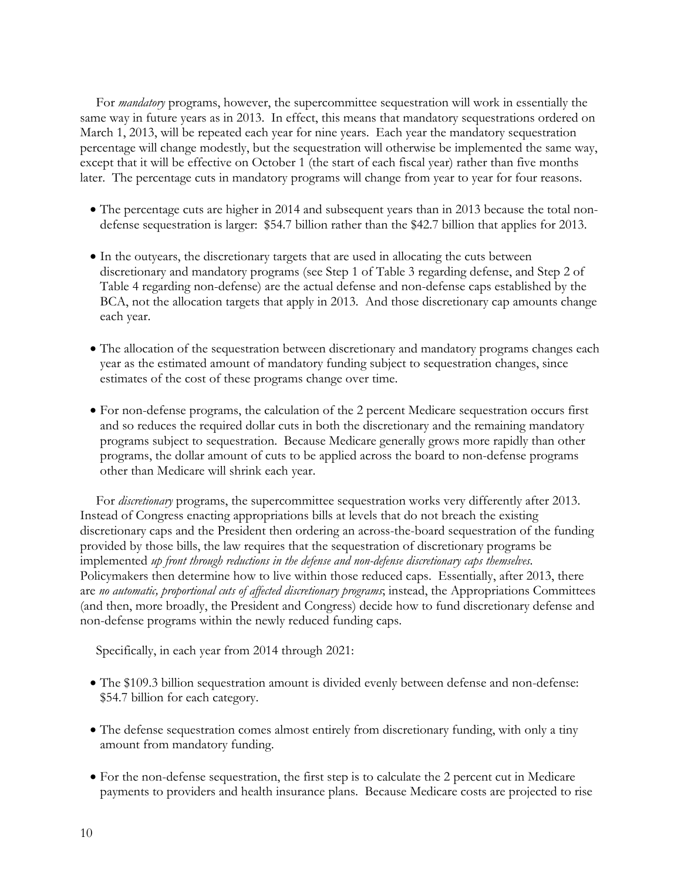For *mandatory* programs, however, the supercommittee sequestration will work in essentially the same way in future years as in 2013. In effect, this means that mandatory sequestrations ordered on March 1, 2013, will be repeated each year for nine years. Each year the mandatory sequestration percentage will change modestly, but the sequestration will otherwise be implemented the same way, except that it will be effective on October 1 (the start of each fiscal year) rather than five months later. The percentage cuts in mandatory programs will change from year to year for four reasons.

- The percentage cuts are higher in 2014 and subsequent years than in 2013 because the total non-defense sequestration is larger: $54.7 billion rather than the $42.7 billion that applies for 2013.
- In the outyears, the discretionary targets that are used in allocating the cuts between discretionary and mandatory programs (see Step 1 of Table 3 regarding defense, and Step 2 of Table 4 regarding non-defense) are the actual defense and non-defense caps established by the BCA, not the allocation targets that apply in 2013. And those discretionary cap amounts change each year.
- The allocation of the sequestration between discretionary and mandatory programs changes each year as the estimated amount of mandatory funding subject to sequestration changes, since estimates of the cost of these programs change over time.
- For non-defense programs, the calculation of the 2 percent Medicare sequestration occurs first and so reduces the required dollar cuts in both the discretionary and the remaining mandatory programs subject to sequestration. Because Medicare generally grows more rapidly than other programs, the dollar amount of cuts to be applied across the board to non-defense programs other than Medicare will shrink each year.

For *discretionary* programs, the supercommittee sequestration works very differently after 2013. Instead of Congress enacting appropriations bills at levels that do not breach the existing discretionary caps and the President then ordering an across-the-board sequestration of the funding provided by those bills, the law requires that the sequestration of discretionary programs be implemented *up front through reductions in the defense and non-defense discretionary caps themselves*. Policymakers then determine how to live within those reduced caps. Essentially, after 2013, there are *no automatic, proportional cuts of affected discretionary programs*; instead, the Appropriations Committees (and then, more broadly, the President and Congress) decide how to fund discretionary defense and non-defense programs within the newly reduced funding caps.

Specifically, in each year from 2014 through 2021:

- The $109.3 billion sequestration amount is divided evenly between defense and non-defense: $54.7 billion for each category.
- The defense sequestration comes almost entirely from discretionary funding, with only a tiny amount from mandatory funding.
- For the non-defense sequestration, the first step is to calculate the 2 percent cut in Medicare payments to providers and health insurance plans. Because Medicare costs are projected to rise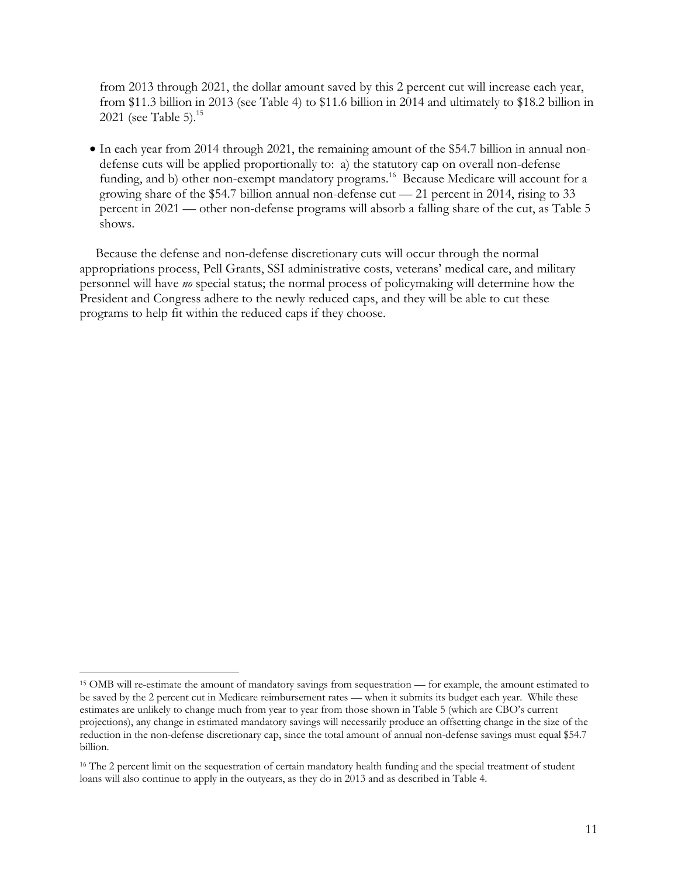from 2013 through 2021, the dollar amount saved by this 2 percent cut will increase each year, from \$11.3 billion in 2013 (see Table 4) to \$11.6 billion in 2014 and ultimately to \$18.2 billion in 2021 (see Table 5).[15]

- In each year from 2014 through 2021, the remaining amount of the \$54.7 billion in annual non-defense cuts will be applied proportionally to: a) the statutory cap on overall non-defense funding, and b) other non-exempt mandatory programs.[16] Because Medicare will account for a growing share of the \$54.7 billion annual non-defense cut — 21 percent in 2014, rising to 33 percent in 2021 — other non-defense programs will absorb a falling share of the cut, as Table 5 shows.

Because the defense and non-defense discretionary cuts will occur through the normal appropriations process, Pell Grants, SSI administrative costs, veterans' medical care, and military personnel will have *no* special status; the normal process of policymaking will determine how the President and Congress adhere to the newly reduced caps, and they will be able to cut these programs to help fit within the reduced caps if they choose.

---

[15] OMB will re-estimate the amount of mandatory savings from sequestration — for example, the amount estimated to be saved by the 2 percent cut in Medicare reimbursement rates — when it submits its budget each year. While these estimates are unlikely to change much from year to year from those shown in Table 5 (which are CBO's current projections), any change in estimated mandatory savings will necessarily produce an offsetting change in the size of the reduction in the non-defense discretionary cap, since the total amount of annual non-defense savings must equal \$54.7 billion.

[16] The 2 percent limit on the sequestration of certain mandatory health funding and the special treatment of student loans will also continue to apply in the outyears, as they do in 2013 and as described in Table 4.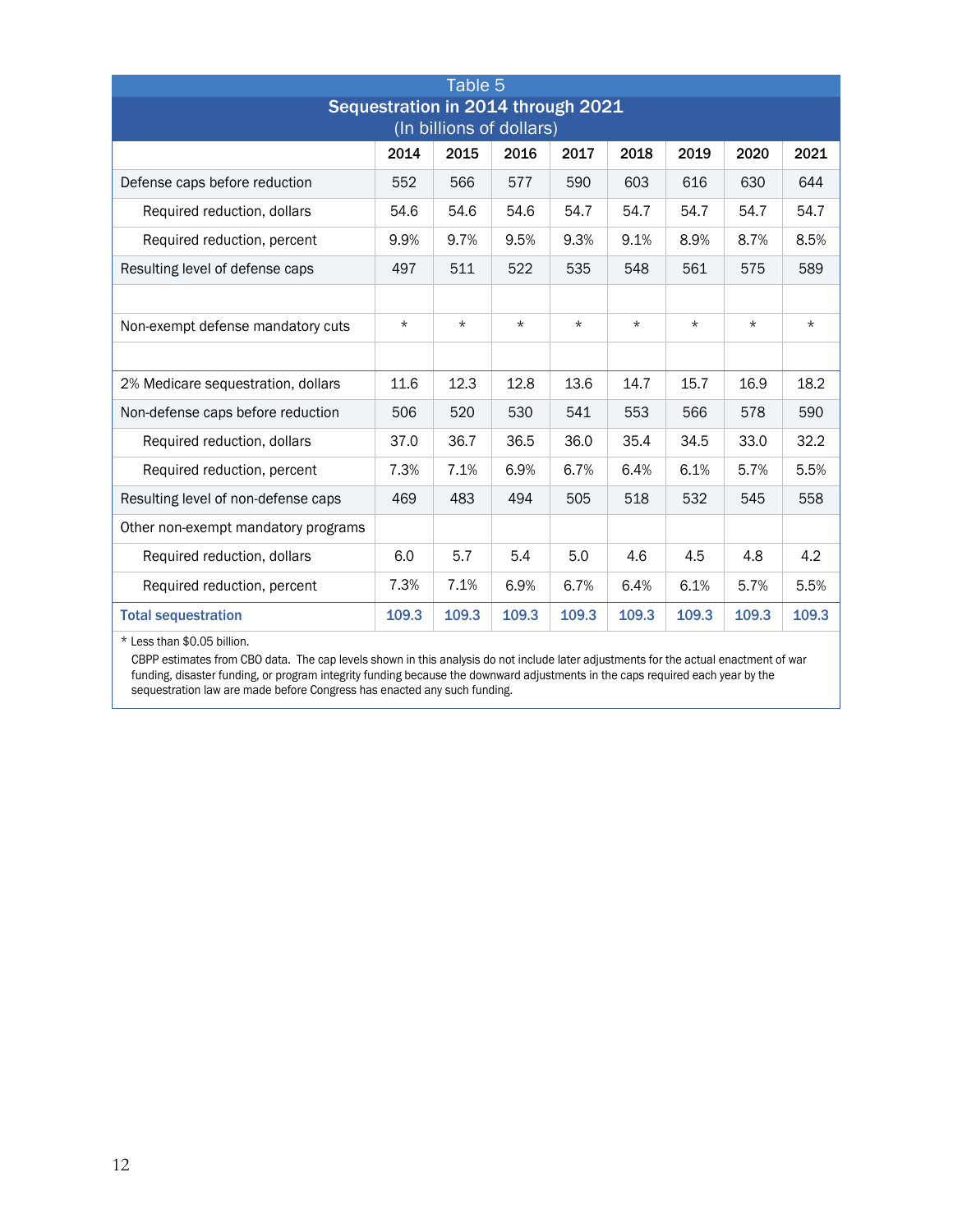**Table 5**
**Sequestration in 2014 through 2021**
(In billions of dollars)

| | 2014 | 2015 | 2016 | 2017 | 2018 | 2019 | 2020 | 2021 |
|---|---|---|---|---|---|---|---|---|
| Defense caps before reduction | 552 | 566 | 577 | 590 | 603 | 616 | 630 | 644 |
| Required reduction, dollars | 54.6 | 54.6 | 54.6 | 54.7 | 54.7 | 54.7 | 54.7 | 54.7 |
| Required reduction, percent | 9.9% | 9.7% | 9.5% | 9.3% | 9.1% | 8.9% | 8.7% | 8.5% |
| Resulting level of defense caps | 497 | 511 | 522 | 535 | 548 | 561 | 575 | 589 |
| | | | | | | | | |
| Non-exempt defense mandatory cuts | * | * | * | * | * | * | * | * |
| | | | | | | | | |
| 2% Medicare sequestration, dollars | 11.6 | 12.3 | 12.8 | 13.6 | 14.7 | 15.7 | 16.9 | 18.2 |
| Non-defense caps before reduction | 506 | 520 | 530 | 541 | 553 | 566 | 578 | 590 |
| Required reduction, dollars | 37.0 | 36.7 | 36.5 | 36.0 | 35.4 | 34.5 | 33.0 | 32.2 |
| Required reduction, percent | 7.3% | 7.1% | 6.9% | 6.7% | 6.4% | 6.1% | 5.7% | 5.5% |
| Resulting level of non-defense caps | 469 | 483 | 494 | 505 | 518 | 532 | 545 | 558 |
| Other non-exempt mandatory programs | | | | | | | | |
| Required reduction, dollars | 6.0 | 5.7 | 5.4 | 5.0 | 4.6 | 4.5 | 4.8 | 4.2 |
| Required reduction, percent | 7.3% | 7.1% | 6.9% | 6.7% | 6.4% | 6.1% | 5.7% | 5.5% |
| **Total sequestration** | **109.3** | **109.3** | **109.3** | **109.3** | **109.3** | **109.3** | **109.3** | **109.3** |

\* Less than $0.05 billion.

CBPP estimates from CBO data. The cap levels shown in this analysis do not include later adjustments for the actual enactment of war funding, disaster funding, or program integrity funding because the downward adjustments in the caps required each year by the sequestration law are made before Congress has enacted any such funding.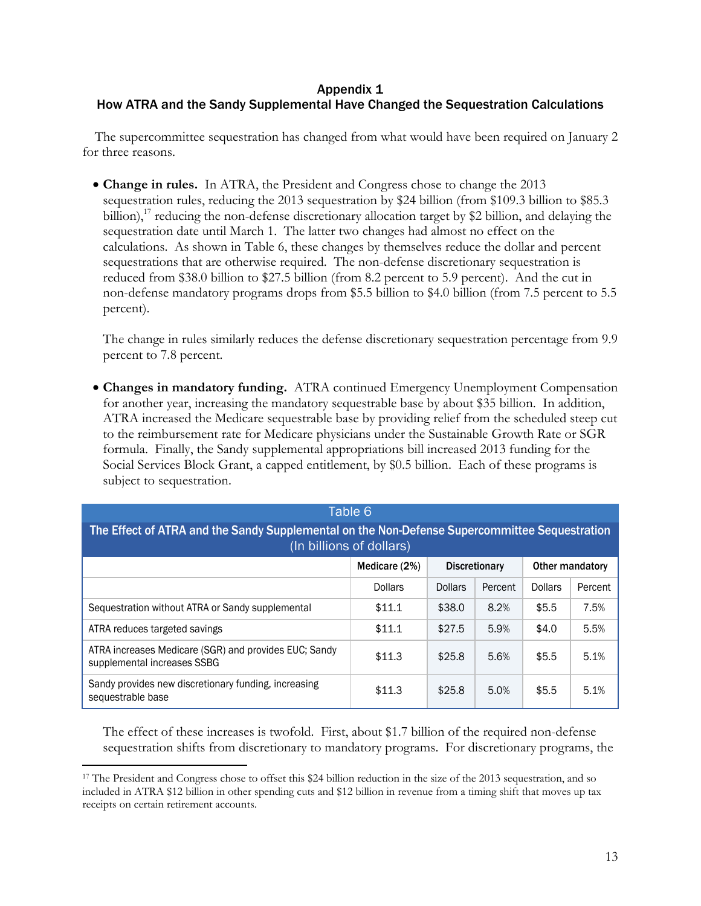## Appendix 1
## How ATRA and the Sandy Supplemental Have Changed the Sequestration Calculations

The supercommittee sequestration has changed from what would have been required on January 2 for three reasons.

- **Change in rules.** In ATRA, the President and Congress chose to change the 2013 sequestration rules, reducing the 2013 sequestration by $24 billion (from $109.3 billion to $85.3 billion),[17] reducing the non-defense discretionary allocation target by $2 billion, and delaying the sequestration date until March 1. The latter two changes had almost no effect on the calculations. As shown in Table 6, these changes by themselves reduce the dollar and percent sequestrations that are otherwise required. The non-defense discretionary sequestration is reduced from $38.0 billion to $27.5 billion (from 8.2 percent to 5.9 percent). And the cut in non-defense mandatory programs drops from $5.5 billion to $4.0 billion (from 7.5 percent to 5.5 percent).

  The change in rules similarly reduces the defense discretionary sequestration percentage from 9.9 percent to 7.8 percent.

- **Changes in mandatory funding.** ATRA continued Emergency Unemployment Compensation for another year, increasing the mandatory sequestrable base by about $35 billion. In addition, ATRA increased the Medicare sequestrable base by providing relief from the scheduled steep cut to the reimbursement rate for Medicare physicians under the Sustainable Growth Rate or SGR formula. Finally, the Sandy supplemental appropriations bill increased 2013 funding for the Social Services Block Grant, a capped entitlement, by $0.5 billion. Each of these programs is subject to sequestration.

**Table 6**
**The Effect of ATRA and the Sandy Supplemental on the Non-Defense Supercommittee Sequestration**
**(In billions of dollars)**

| | Medicare (2%) | Discretionary | | Other mandatory | |
|---|---|---|---|---|---|
| | Dollars | Dollars | Percent | Dollars | Percent |
| Sequestration without ATRA or Sandy supplemental | $11.1 | $38.0 | 8.2% | $5.5 | 7.5% |
| ATRA reduces targeted savings | $11.1 | $27.5 | 5.9% | $4.0 | 5.5% |
| ATRA increases Medicare (SGR) and provides EUC; Sandy supplemental increases SSBG | $11.3 | $25.8 | 5.6% | $5.5 | 5.1% |
| Sandy provides new discretionary funding, increasing sequestrable base | $11.3 | $25.8 | 5.0% | $5.5 | 5.1% |

The effect of these increases is twofold. First, about $1.7 billion of the required non-defense sequestration shifts from discretionary to mandatory programs. For discretionary programs, the

---

[17] The President and Congress chose to offset this $24 billion reduction in the size of the 2013 sequestration, and so included in ATRA $12 billion in other spending cuts and $12 billion in revenue from a timing shift that moves up tax receipts on certain retirement accounts.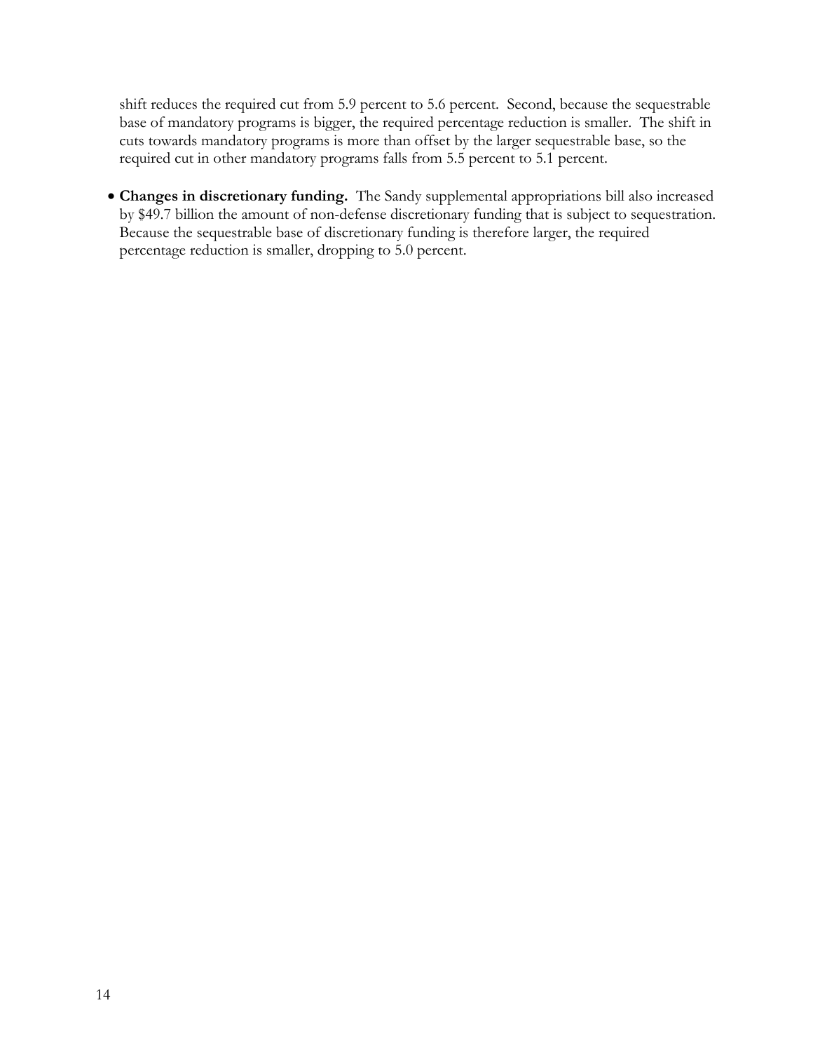shift reduces the required cut from 5.9 percent to 5.6 percent. Second, because the sequestrable base of mandatory programs is bigger, the required percentage reduction is smaller. The shift in cuts towards mandatory programs is more than offset by the larger sequestrable base, so the required cut in other mandatory programs falls from 5.5 percent to 5.1 percent.

- **Changes in discretionary funding.** The Sandy supplemental appropriations bill also increased by $49.7 billion the amount of non-defense discretionary funding that is subject to sequestration. Because the sequestrable base of discretionary funding is therefore larger, the required percentage reduction is smaller, dropping to 5.0 percent.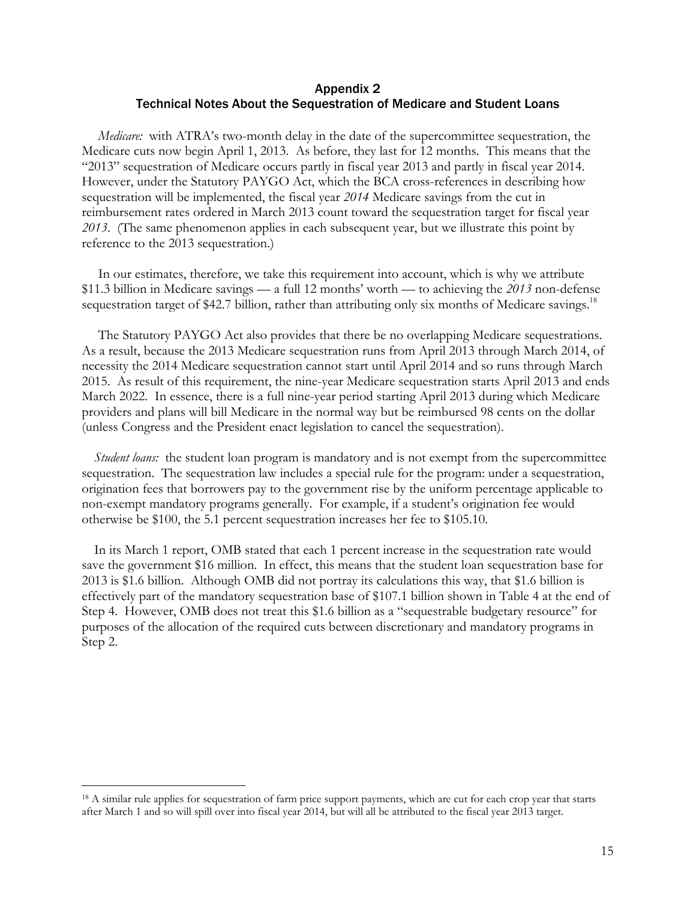## Appendix 2
## Technical Notes About the Sequestration of Medicare and Student Loans

*Medicare:* with ATRA's two-month delay in the date of the supercommittee sequestration, the Medicare cuts now begin April 1, 2013. As before, they last for 12 months. This means that the "2013" sequestration of Medicare occurs partly in fiscal year 2013 and partly in fiscal year 2014. However, under the Statutory PAYGO Act, which the BCA cross-references in describing how sequestration will be implemented, the fiscal year *2014* Medicare savings from the cut in reimbursement rates ordered in March 2013 count toward the sequestration target for fiscal year *2013*. (The same phenomenon applies in each subsequent year, but we illustrate this point by reference to the 2013 sequestration.)

In our estimates, therefore, we take this requirement into account, which is why we attribute $11.3 billion in Medicare savings — a full 12 months' worth — to achieving the *2013* non-defense sequestration target of $42.7 billion, rather than attributing only six months of Medicare savings.[18]

The Statutory PAYGO Act also provides that there be no overlapping Medicare sequestrations. As a result, because the 2013 Medicare sequestration runs from April 2013 through March 2014, of necessity the 2014 Medicare sequestration cannot start until April 2014 and so runs through March 2015. As result of this requirement, the nine-year Medicare sequestration starts April 2013 and ends March 2022. In essence, there is a full nine-year period starting April 2013 during which Medicare providers and plans will bill Medicare in the normal way but be reimbursed 98 cents on the dollar (unless Congress and the President enact legislation to cancel the sequestration).

*Student loans:* the student loan program is mandatory and is not exempt from the supercommittee sequestration. The sequestration law includes a special rule for the program: under a sequestration, origination fees that borrowers pay to the government rise by the uniform percentage applicable to non-exempt mandatory programs generally. For example, if a student's origination fee would otherwise be $100, the 5.1 percent sequestration increases her fee to $105.10.

In its March 1 report, OMB stated that each 1 percent increase in the sequestration rate would save the government $16 million. In effect, this means that the student loan sequestration base for 2013 is $1.6 billion. Although OMB did not portray its calculations this way, that $1.6 billion is effectively part of the mandatory sequestration base of $107.1 billion shown in Table 4 at the end of Step 4. However, OMB does not treat this $1.6 billion as a "sequestrable budgetary resource" for purposes of the allocation of the required cuts between discretionary and mandatory programs in Step 2.

---

[18] A similar rule applies for sequestration of farm price support payments, which are cut for each crop year that starts after March 1 and so will spill over into fiscal year 2014, but will all be attributed to the fiscal year 2013 target.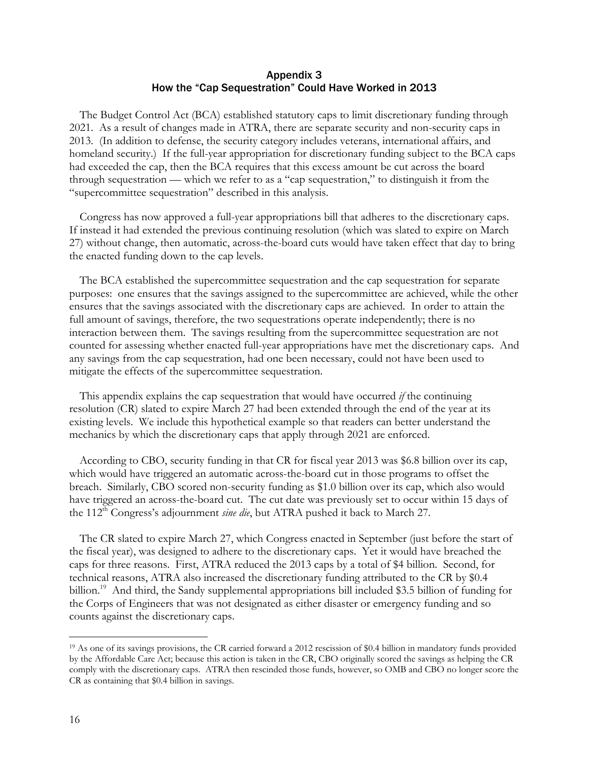## Appendix 3
## How the "Cap Sequestration" Could Have Worked in 2013

The Budget Control Act (BCA) established statutory caps to limit discretionary funding through 2021. As a result of changes made in ATRA, there are separate security and non-security caps in 2013. (In addition to defense, the security category includes veterans, international affairs, and homeland security.) If the full-year appropriation for discretionary funding subject to the BCA caps had exceeded the cap, then the BCA requires that this excess amount be cut across the board through sequestration — which we refer to as a "cap sequestration," to distinguish it from the "supercommittee sequestration" described in this analysis.

Congress has now approved a full-year appropriations bill that adheres to the discretionary caps. If instead it had extended the previous continuing resolution (which was slated to expire on March 27) without change, then automatic, across-the-board cuts would have taken effect that day to bring the enacted funding down to the cap levels.

The BCA established the supercommittee sequestration and the cap sequestration for separate purposes: one ensures that the savings assigned to the supercommittee are achieved, while the other ensures that the savings associated with the discretionary caps are achieved. In order to attain the full amount of savings, therefore, the two sequestrations operate independently; there is no interaction between them. The savings resulting from the supercommittee sequestration are not counted for assessing whether enacted full-year appropriations have met the discretionary caps. And any savings from the cap sequestration, had one been necessary, could not have been used to mitigate the effects of the supercommittee sequestration.

This appendix explains the cap sequestration that would have occurred *if* the continuing resolution (CR) slated to expire March 27 had been extended through the end of the year at its existing levels. We include this hypothetical example so that readers can better understand the mechanics by which the discretionary caps that apply through 2021 are enforced.

According to CBO, security funding in that CR for fiscal year 2013 was \$6.8 billion over its cap, which would have triggered an automatic across-the-board cut in those programs to offset the breach. Similarly, CBO scored non-security funding as \$1.0 billion over its cap, which also would have triggered an across-the-board cut. The cut date was previously set to occur within 15 days of the 112th Congress's adjournment *sine die*, but ATRA pushed it back to March 27.

The CR slated to expire March 27, which Congress enacted in September (just before the start of the fiscal year), was designed to adhere to the discretionary caps. Yet it would have breached the caps for three reasons. First, ATRA reduced the 2013 caps by a total of \$4 billion. Second, for technical reasons, ATRA also increased the discretionary funding attributed to the CR by \$0.4 billion.[19] And third, the Sandy supplemental appropriations bill included \$3.5 billion of funding for the Corps of Engineers that was not designated as either disaster or emergency funding and so counts against the discretionary caps.

---

[19] As one of its savings provisions, the CR carried forward a 2012 rescission of \$0.4 billion in mandatory funds provided by the Affordable Care Act; because this action is taken in the CR, CBO originally scored the savings as helping the CR comply with the discretionary caps. ATRA then rescinded those funds, however, so OMB and CBO no longer score the CR as containing that \$0.4 billion in savings.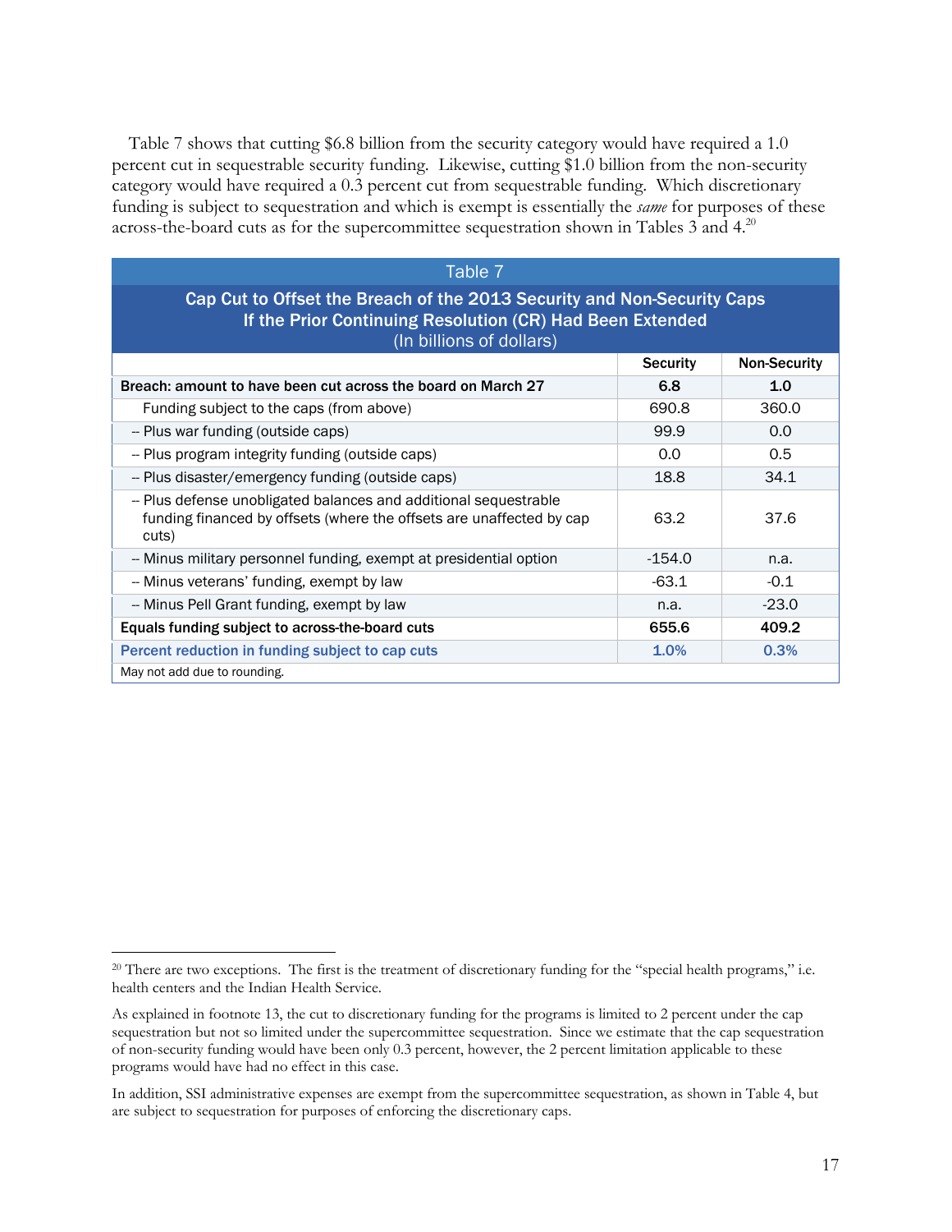Table 7 shows that cutting $6.8 billion from the security category would have required a 1.0 percent cut in sequestrable security funding. Likewise, cutting $1.0 billion from the non-security category would have required a 0.3 percent cut from sequestrable funding. Which discretionary funding is subject to sequestration and which is exempt is essentially the *same* for purposes of these across-the-board cuts as for the supercommittee sequestration shown in Tables 3 and 4.[20]

**Table 7**

**Cap Cut to Offset the Breach of the 2013 Security and Non-Security Caps If the Prior Continuing Resolution (CR) Had Been Extended**
(In billions of dollars)

| | Security | Non-Security |
|---|---|---|
| **Breach: amount to have been cut across the board on March 27** | **6.8** | **1.0** |
| Funding subject to the caps (from above) | 690.8 | 360.0 |
| -- Plus war funding (outside caps) | 99.9 | 0.0 |
| -- Plus program integrity funding (outside caps) | 0.0 | 0.5 |
| -- Plus disaster/emergency funding (outside caps) | 18.8 | 34.1 |
| -- Plus defense unobligated balances and additional sequestrable funding financed by offsets (where the offsets are unaffected by cap cuts) | 63.2 | 37.6 |
| -- Minus military personnel funding, exempt at presidential option | -154.0 | n.a. |
| -- Minus veterans' funding, exempt by law | -63.1 | -0.1 |
| -- Minus Pell Grant funding, exempt by law | n.a. | -23.0 |
| **Equals funding subject to across-the-board cuts** | **655.6** | **409.2** |
| Percent reduction in funding subject to cap cuts | 1.0% | 0.3% |

May not add due to rounding.

---

[20] There are two exceptions. The first is the treatment of discretionary funding for the "special health programs," i.e. health centers and the Indian Health Service.

As explained in footnote 13, the cut to discretionary funding for the programs is limited to 2 percent under the cap sequestration but not so limited under the supercommittee sequestration. Since we estimate that the cap sequestration of non-security funding would have been only 0.3 percent, however, the 2 percent limitation applicable to these programs would have had no effect in this case.

In addition, SSI administrative expenses are exempt from the supercommittee sequestration, as shown in Table 4, but are subject to sequestration for purposes of enforcing the discretionary caps.